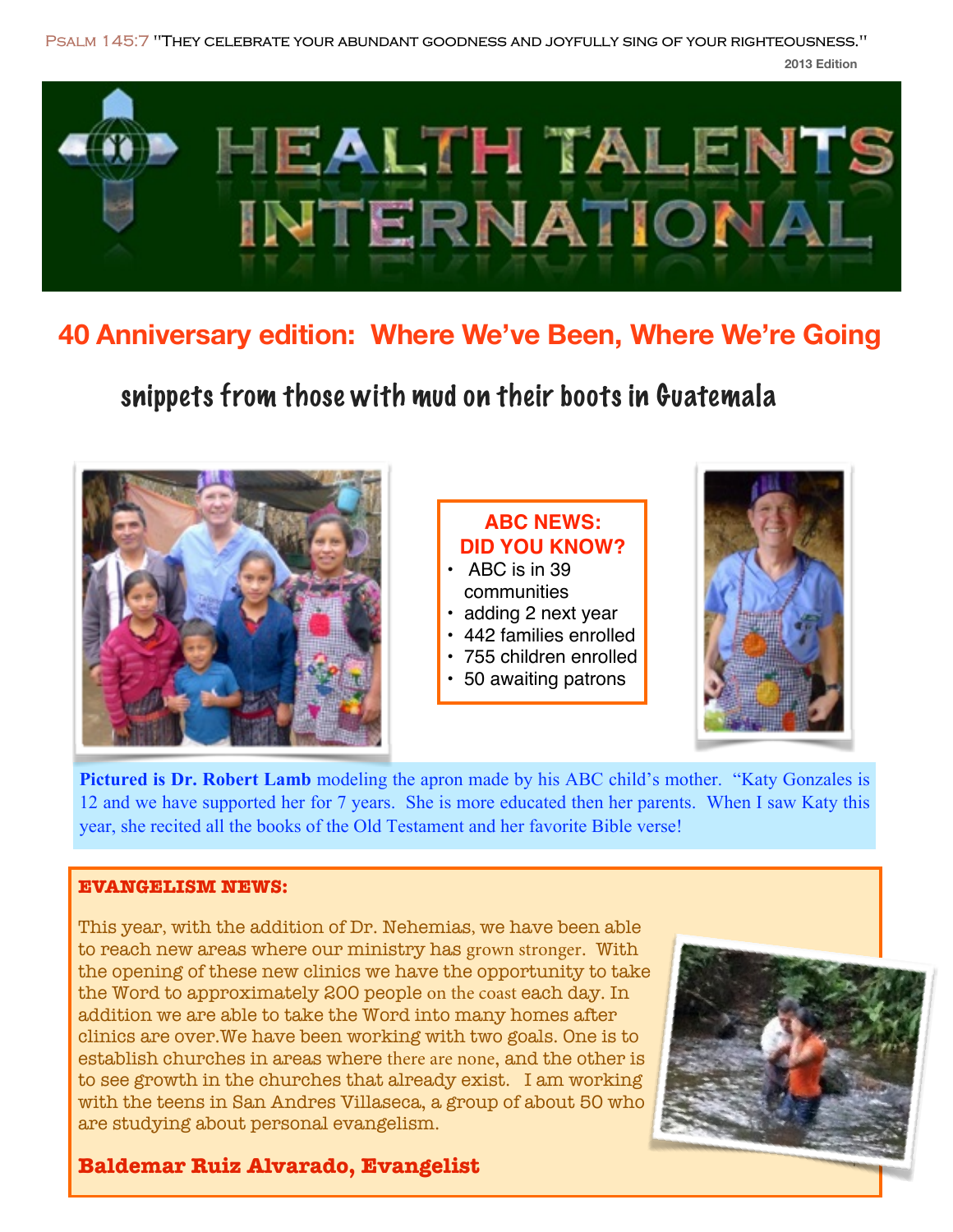Psalm 145:7 "They celebrate your abundant goodness and joyfully sing of your righteousness."

2013 Edition

# HEALTH TALENTS INTERNATIONAL

## 40 Anniversary edition: Where We've Been, Where We're Going

### snippets from those with mud on their boots in Guatemala

**ABC NEWS: DID YOU KNOW?**

- ABC is in 39 communities
- adding 2 next year
- 442 families enrolled
- 755 children enrolled
- 50 awaiting patrons

**Pictured is Dr. Robert Lamb** modeling the apron made by his ABC child's mother. "Katy Gonzales is 12 and we have supported her for 7 years. She is more educated then her parents. When I saw Katy this year, she recited all the books of the Old Testament and her favorite Bible verse!

**EVANGELISM NEWS:**

This year, with the addition of Dr. Nehemias, we have been able to reach new areas where our ministry has grown stronger. With the opening of these new clinics we have the opportunity to take the Word to approximately 200 people on the coast each day. In addition we are able to take the Word into many homes after clinics are over.We have been working with two goals. One is to establish churches in areas where there are none, and the other is to see growth in the churches that already exist. I am working with the teens in San Andres Villaseca, a group of about 50 who are studying about personal evangelism.

**Baldemar Ruiz Alvarado, Evangelist**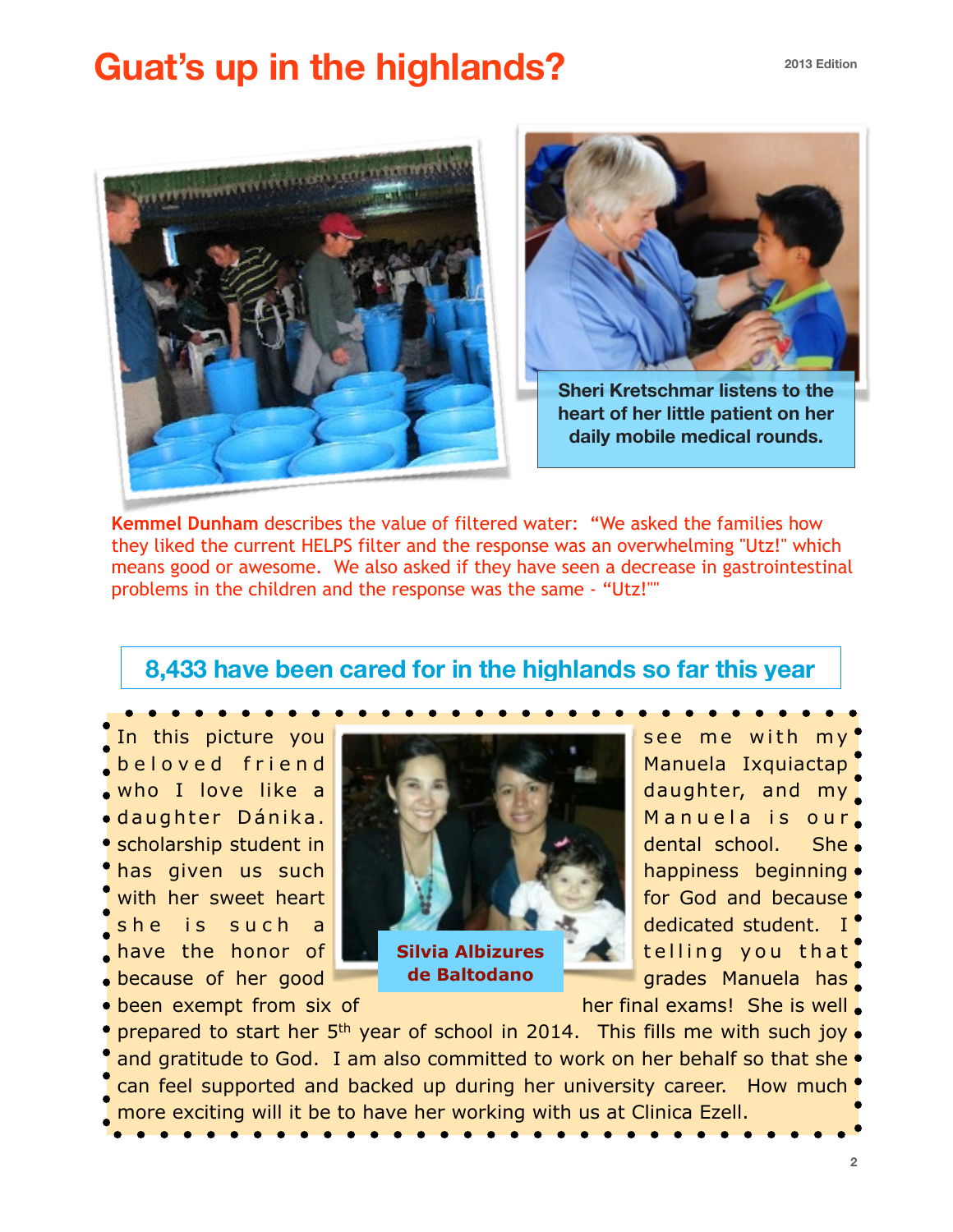# Guat's up in the highlands?

Sheri Kretschmar listens to the heart of her little patient on her daily mobile medical rounds.

**Kemmel Dunham** describes the value of filtered water: "We asked the families how they liked the current HELPS filter and the response was an overwhelming "Utz!" which means good or awesome. We also asked if they have seen a decrease in gastrointestinal problems in the children and the response was the same - "Utz!""

## 8,433 have been cared for in the highlands so far this year

In this picture you see me with my beloved friend Manuela Ixquiactap who I love like a daughter, and my daughter Dánika. Manuela is our scholarship student in dental school. She has given us such happiness beginning with her sweet heart for God and because she is such a dedicated student. I have the honor of telling you that because of her good grades Manuela has been exempt from six of her final exams! She is well prepared to start her 5th year of school in 2014. This fills me with such joy and gratitude to God. I am also committed to work on her behalf so that she can feel supported and backed up during her university career. How much more exciting will it be to have her working with us at Clinica Ezell.

**Silvia Albizures de Baltodano**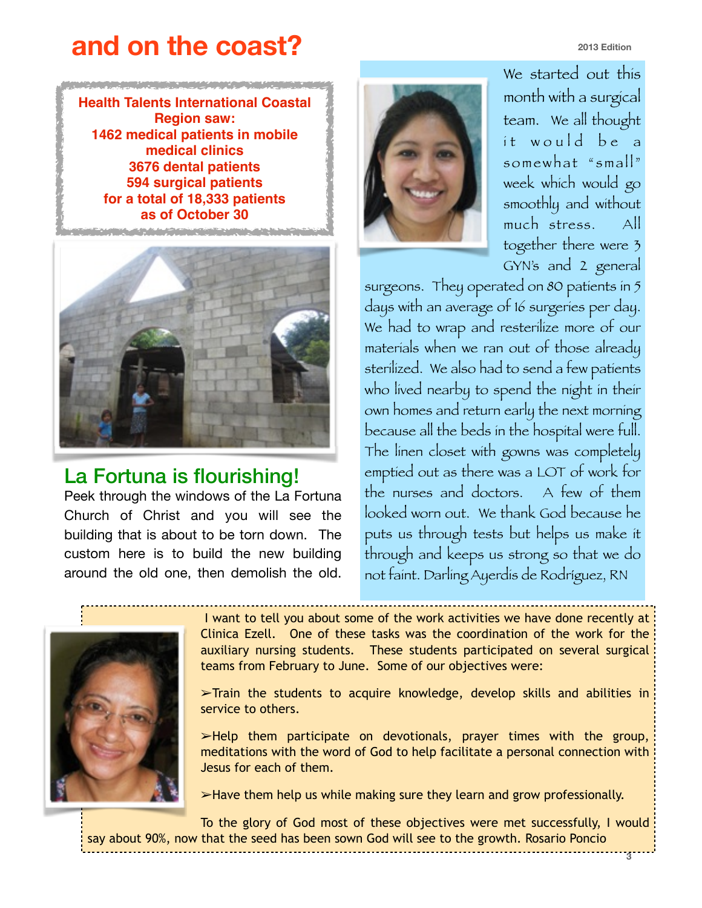# and on the coast?

**Health Talents International Coastal Region saw:**
**1462 medical patients in mobile medical clinics**
**3676 dental patients**
**594 surgical patients**
**for a total of 18,333 patients as of October 30**

## La Fortuna is flourishing!

Peek through the windows of the La Fortuna Church of Christ and you will see the building that is about to be torn down. The custom here is to build the new building around the old one, then demolish the old.

We started out this month with a surgical team. We all thought it would be a somewhat "small" week which would go smoothly and without much stress. All together there were 3 GYN's and 2 general surgeons. They operated on 80 patients in 5 days with an average of 16 surgeries per day. We had to wrap and resterilize more of our materials when we ran out of those already sterilized. We also had to send a few patients who lived nearby to spend the night in their own homes and return early the next morning because all the beds in the hospital were full. The linen closet with gowns was completely emptied out as there was a LOT of work for the nurses and doctors. A few of them looked worn out. We thank God because he puts us through tests but helps us make it through and keeps us strong so that we do not faint. Darling Ayerdis de Rodríguez, RN

I want to tell you about some of the work activities we have done recently at Clinica Ezell. One of these tasks was the coordination of the work for the auxiliary nursing students. These students participated on several surgical teams from February to June. Some of our objectives were:

➢Train the students to acquire knowledge, develop skills and abilities in service to others.

➢Help them participate on devotionals, prayer times with the group, meditations with the word of God to help facilitate a personal connection with Jesus for each of them.

➢Have them help us while making sure they learn and grow professionally.

To the glory of God most of these objectives were met successfully, I would say about 90%, now that the seed has been sown God will see to the growth. Rosario Poncio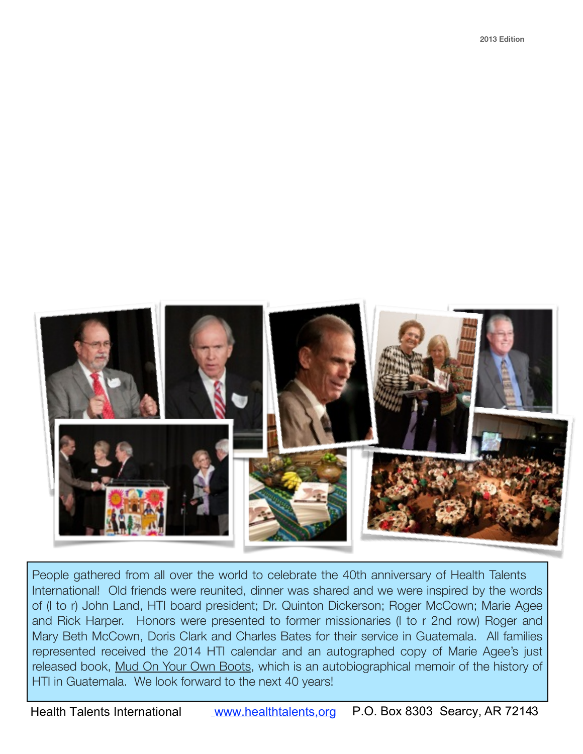People gathered from all over the world to celebrate the 40th anniversary of Health Talents International! Old friends were reunited, dinner was shared and we were inspired by the words of (l to r) John Land, HTI board president; Dr. Quinton Dickerson; Roger McCown; Marie Agee and Rick Harper. Honors were presented to former missionaries (l to r 2nd row) Roger and Mary Beth McCown, Doris Clark and Charles Bates for their service in Guatemala. All families represented received the 2014 HTI calendar and an autographed copy of Marie Agee's just released book, Mud On Your Own Boots, which is an autobiographical memoir of the history of HTI in Guatemala. We look forward to the next 40 years!

Health Talents International www.healthtalents.org P.O. Box 8303 Searcy, AR 72143